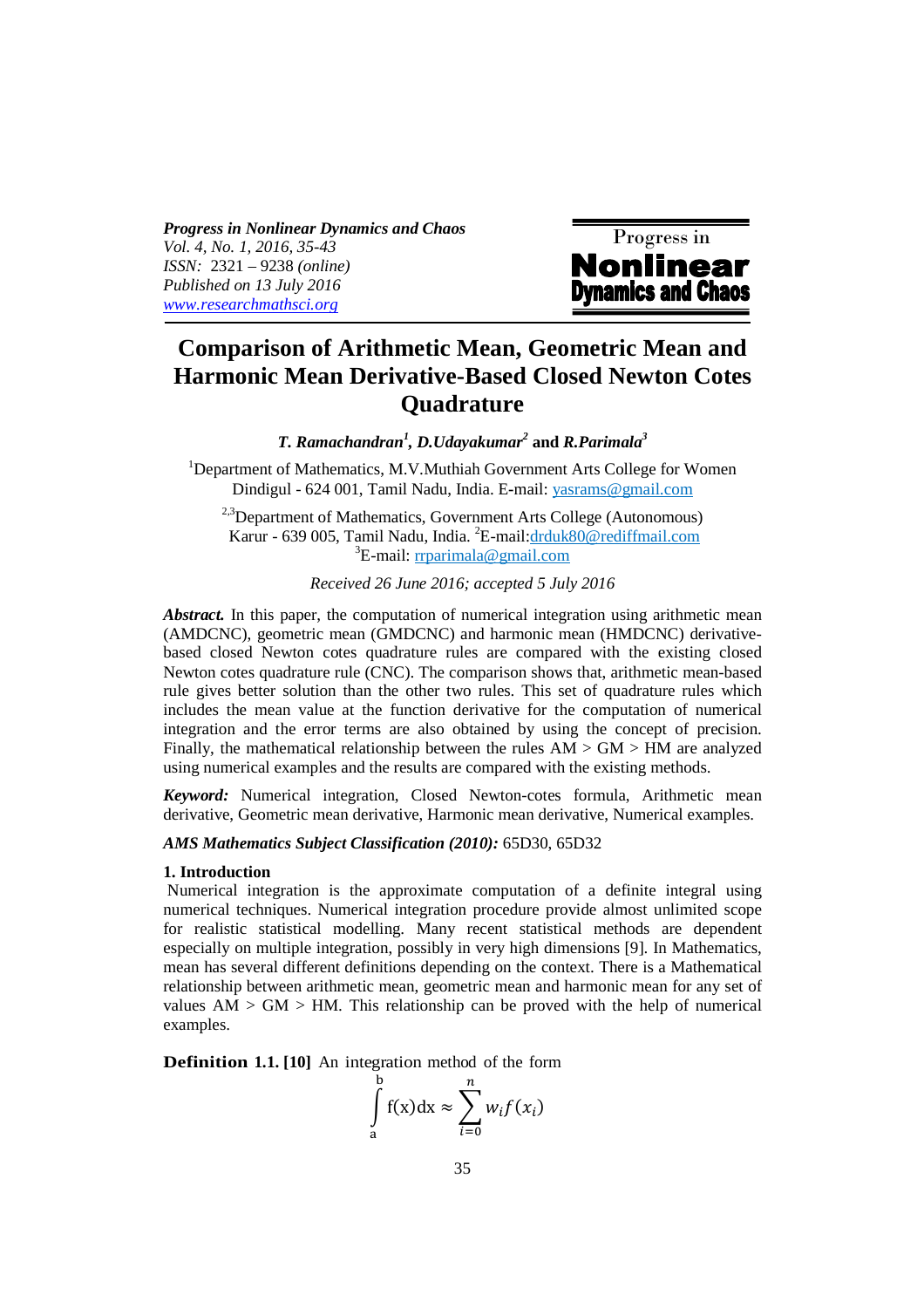*Progress in Nonlinear Dynamics and Chaos*
*Vol. 4, No. 1, 2016, 35-43*
*ISSN:* 2321 – 9238 *(online)*
*Published on 13 July 2016*
*www.researchmathsci.org*

# Comparison of Arithmetic Mean, Geometric Mean and Harmonic Mean Derivative-Based Closed Newton Cotes Quadrature

***T. Ramachandran***[1], ***D.Udayakumar***[2] and ***R.Parimala***[3]

[1]Department of Mathematics, M.V.Muthiah Government Arts College for Women Dindigul - 624 001, Tamil Nadu, India. E-mail: yasrams@gmail.com

[2,3]Department of Mathematics, Government Arts College (Autonomous) Karur - 639 005, Tamil Nadu, India. [2]E-mail:drduk80@rediffmail.com
[3]E-mail: rrparimala@gmail.com

*Received 26 June 2016; accepted 5 July 2016*

***Abstract.*** In this paper, the computation of numerical integration using arithmetic mean (AMDCNC), geometric mean (GMDCNC) and harmonic mean (HMDCNC) derivative-based closed Newton cotes quadrature rules are compared with the existing closed Newton cotes quadrature rule (CNC). The comparison shows that, arithmetic mean-based rule gives better solution than the other two rules. This set of quadrature rules which includes the mean value at the function derivative for the computation of numerical integration and the error terms are also obtained by using the concept of precision. Finally, the mathematical relationship between the rules AM > GM > HM are analyzed using numerical examples and the results are compared with the existing methods.

***Keyword:*** Numerical integration, Closed Newton-cotes formula, Arithmetic mean derivative, Geometric mean derivative, Harmonic mean derivative, Numerical examples.

***AMS Mathematics Subject Classification (2010):*** 65D30, 65D32

## 1. Introduction

Numerical integration is the approximate computation of a definite integral using numerical techniques. Numerical integration procedure provide almost unlimited scope for realistic statistical modelling. Many recent statistical methods are dependent especially on multiple integration, possibly in very high dimensions [9]. In Mathematics, mean has several different definitions depending on the context. There is a Mathematical relationship between arithmetic mean, geometric mean and harmonic mean for any set of values AM > GM > HM. This relationship can be proved with the help of numerical examples.

**Definition 1.1. [10]** An integration method of the form

$$\int_{a}^{b} f(x)dx \approx \sum_{i=0}^{n} w_i f(x_i)$$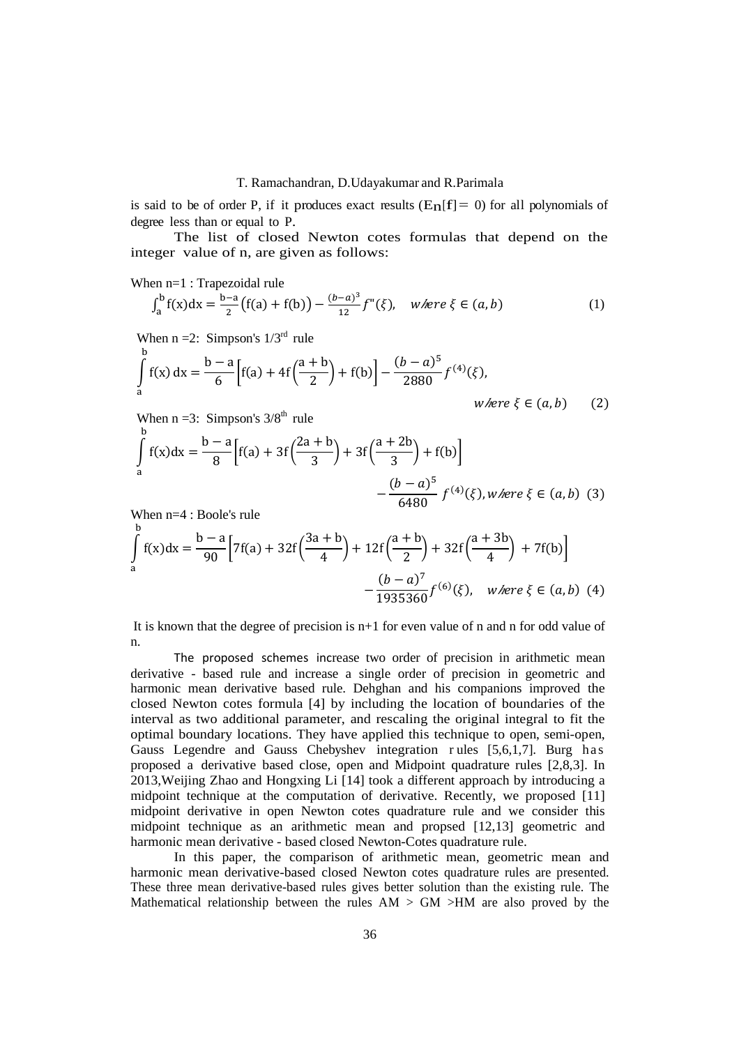is said to be of order P, if it produces exact results ($E_n[f] = 0$) for all polynomials of degree less than or equal to P.

The list of closed Newton cotes formulas that depend on the integer value of n, are given as follows:

When n=1 : Trapezoidal rule

$$\int_a^b f(x)dx = \frac{b-a}{2}\left(f(a) + f(b)\right) - \frac{(b-a)^3}{12} f''(\xi), \quad where\ \xi \in (a,b) \tag{1}$$

When n =2: Simpson's 1/3rd rule

$$\int_a^b f(x)\,dx = \frac{b-a}{6}\left[f(a) + 4f\left(\frac{a+b}{2}\right) + f(b)\right] - \frac{(b-a)^5}{2880} f^{(4)}(\xi), \quad where\ \xi \in (a,b) \tag{2}$$

When n =3: Simpson's 3/8th rule

$$\int_a^b f(x)dx = \frac{b-a}{8}\left[f(a) + 3f\left(\frac{2a+b}{3}\right) + 3f\left(\frac{a+2b}{3}\right) + f(b)\right] - \frac{(b-a)^5}{6480} f^{(4)}(\xi), where\ \xi \in (a,b) \tag{3}$$

When n=4 : Boole's rule

$$\int_a^b f(x)dx = \frac{b-a}{90}\left[7f(a) + 32f\left(\frac{3a+b}{4}\right) + 12f\left(\frac{a+b}{2}\right) + 32f\left(\frac{a+3b}{4}\right) + 7f(b)\right] - \frac{(b-a)^7}{1935360} f^{(6)}(\xi), \quad where\ \xi \in (a,b) \tag{4}$$

It is known that the degree of precision is n+1 for even value of n and n for odd value of n.

The proposed schemes increase two order of precision in arithmetic mean derivative - based rule and increase a single order of precision in geometric and harmonic mean derivative based rule. Dehghan and his companions improved the closed Newton cotes formula [4] by including the location of boundaries of the interval as two additional parameter, and rescaling the original integral to fit the optimal boundary locations. They have applied this technique to open, semi-open, Gauss Legendre and Gauss Chebyshev integration rules [5,6,1,7]. Burg has proposed a derivative based close, open and Midpoint quadrature rules [2,8,3]. In 2013,Weijing Zhao and Hongxing Li [14] took a different approach by introducing a midpoint technique at the computation of derivative. Recently, we proposed [11] midpoint derivative in open Newton cotes quadrature rule and we consider this midpoint technique as an arithmetic mean and propsed [12,13] geometric and harmonic mean derivative - based closed Newton-Cotes quadrature rule.

In this paper, the comparison of arithmetic mean, geometric mean and harmonic mean derivative-based closed Newton cotes quadrature rules are presented. These three mean derivative-based rules gives better solution than the existing rule. The Mathematical relationship between the rules AM > GM >HM are also proved by the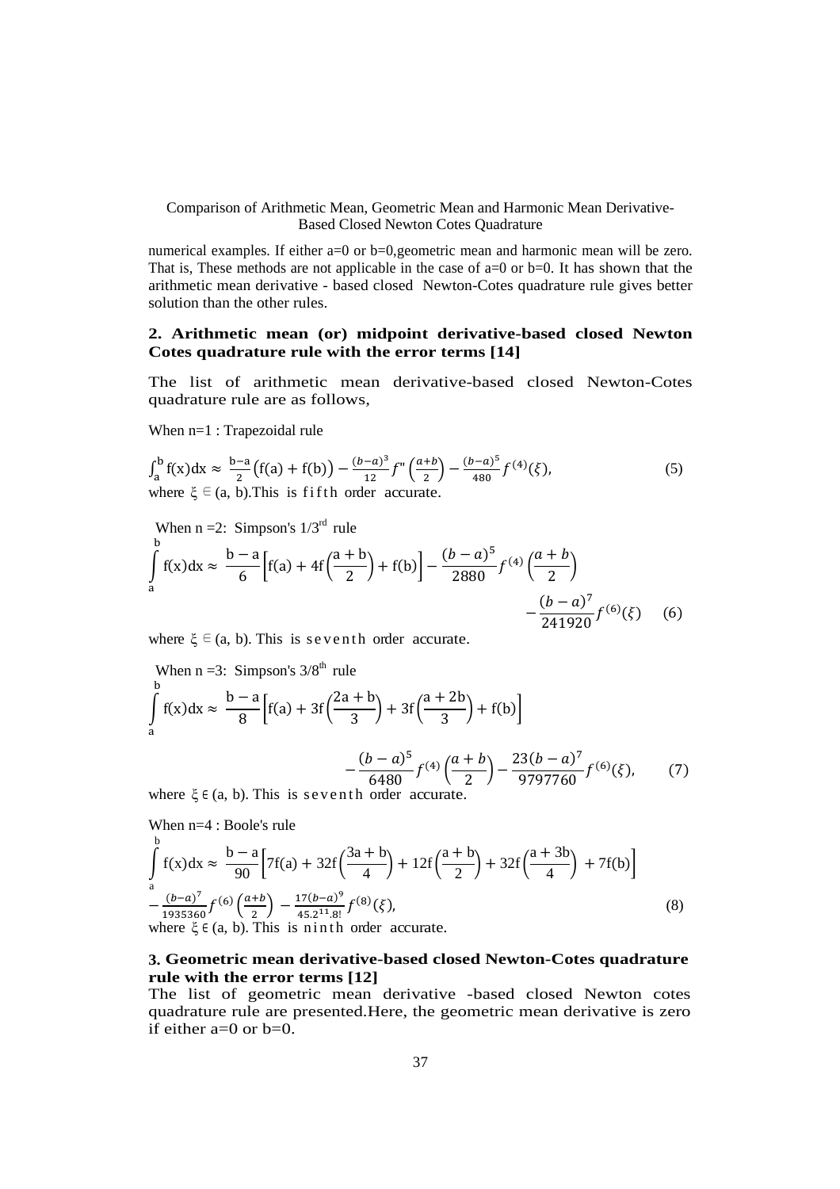numerical examples. If either a=0 or b=0,geometric mean and harmonic mean will be zero. That is, These methods are not applicable in the case of a=0 or b=0. It has shown that the arithmetic mean derivative - based closed Newton-Cotes quadrature rule gives better solution than the other rules.

## 2. Arithmetic mean (or) midpoint derivative-based closed Newton Cotes quadrature rule with the error terms [14]

The list of arithmetic mean derivative-based closed Newton-Cotes quadrature rule are as follows,

When n=1 : Trapezoidal rule

$$\int_a^b f(x)dx \approx \frac{b-a}{2}\left(f(a)+f(b)\right) - \frac{(b-a)^3}{12} f''\left(\frac{a+b}{2}\right) - \frac{(b-a)^5}{480} f^{(4)}(\xi), \tag{5}$$

where $\xi \in (a, b)$.This is fifth order accurate.

When n =2: Simpson's 1/3[rd] rule

$$\int_a^b f(x)dx \approx \frac{b-a}{6}\left[f(a) + 4f\left(\frac{a+b}{2}\right) + f(b)\right] - \frac{(b-a)^5}{2880} f^{(4)}\left(\frac{a+b}{2}\right) - \frac{(b-a)^7}{241920} f^{(6)}(\xi) \tag{6}$$

where $\xi \in (a, b)$. This is seventh order accurate.

When n =3: Simpson's 3/8[th] rule

$$\int_a^b f(x)dx \approx \frac{b-a}{8}\left[f(a) + 3f\left(\frac{2a+b}{3}\right) + 3f\left(\frac{a+2b}{3}\right) + f(b)\right] - \frac{(b-a)^5}{6480} f^{(4)}\left(\frac{a+b}{2}\right) - \frac{23(b-a)^7}{9797760} f^{(6)}(\xi), \tag{7}$$

where $\xi \in (a, b)$. This is seventh order accurate.

When n=4 : Boole's rule

$$\int_a^b f(x)dx \approx \frac{b-a}{90}\left[7f(a) + 32f\left(\frac{3a+b}{4}\right) + 12f\left(\frac{a+b}{2}\right) + 32f\left(\frac{a+3b}{4}\right) + 7f(b)\right] - \frac{(b-a)^7}{1935360} f^{(6)}\left(\frac{a+b}{2}\right) - \frac{17(b-a)^9}{45.2^{11}.8!} f^{(8)}(\xi), \tag{8}$$

where $\xi \in (a, b)$. This is ninth order accurate.

## 3. Geometric mean derivative-based closed Newton-Cotes quadrature rule with the error terms [12]

The list of geometric mean derivative -based closed Newton cotes quadrature rule are presented.Here, the geometric mean derivative is zero if either a=0 or b=0.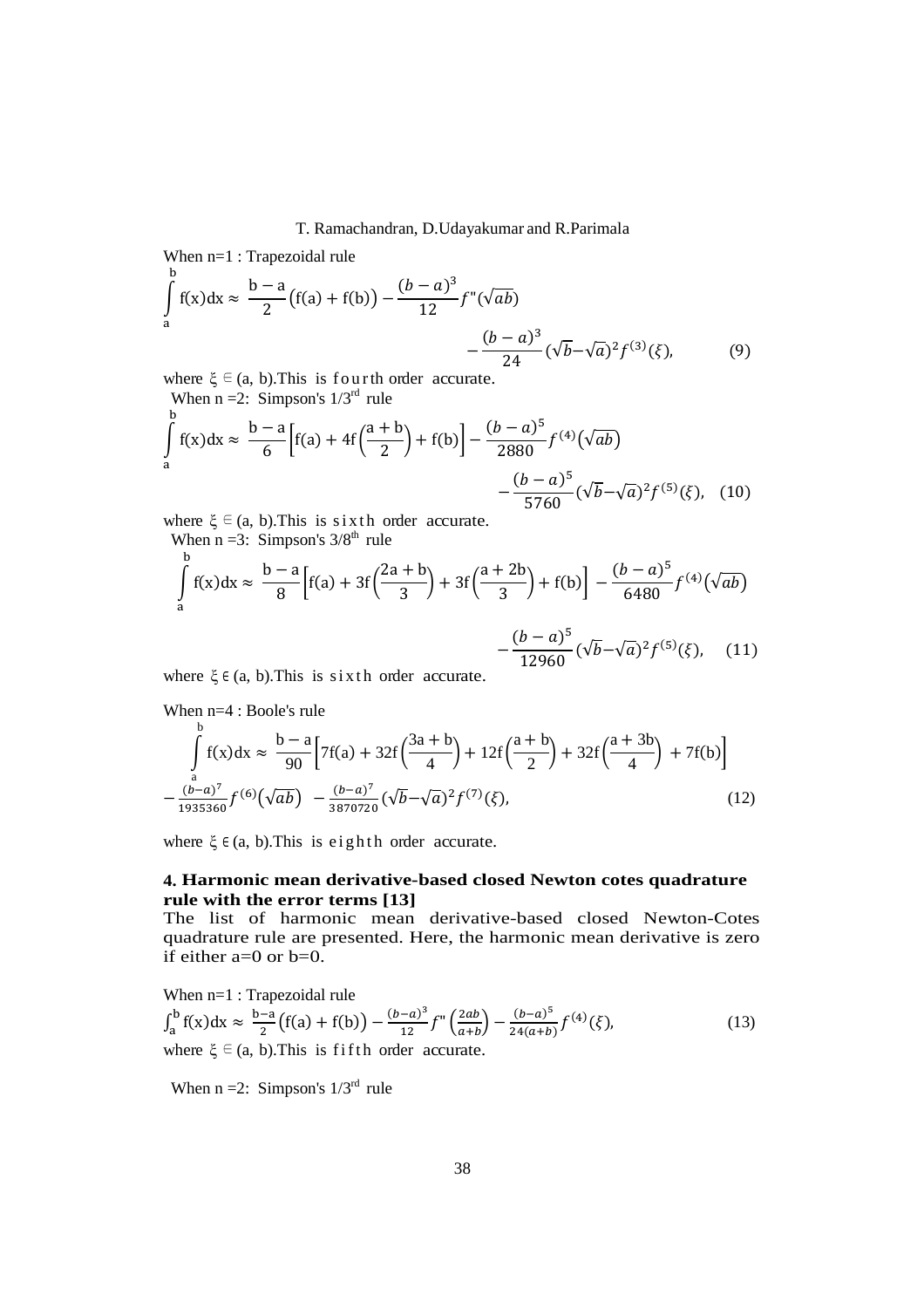When n=1 : Trapezoidal rule

$$\int_a^b f(x)dx \approx \frac{b-a}{2}\big(f(a)+f(b)\big) - \frac{(b-a)^3}{12} f''(\sqrt{ab}) - \frac{(b-a)^3}{24}(\sqrt{b}-\sqrt{a})^2 f^{(3)}(\xi), \tag{9}$$

where $\xi \in (a, b)$.This is fourth order accurate.

When n =2: Simpson's 1/3rd rule

$$\int_a^b f(x)dx \approx \frac{b-a}{6}\left[f(a)+4f\left(\frac{a+b}{2}\right)+f(b)\right] - \frac{(b-a)^5}{2880} f^{(4)}\big(\sqrt{ab}\big) - \frac{(b-a)^5}{5760}(\sqrt{b}-\sqrt{a})^2 f^{(5)}(\xi), \tag{10}$$

where $\xi \in (a, b)$.This is sixth order accurate.

When n =3: Simpson's 3/8th rule

$$\int_a^b f(x)dx \approx \frac{b-a}{8}\left[f(a)+3f\left(\frac{2a+b}{3}\right)+3f\left(\frac{a+2b}{3}\right)+f(b)\right] - \frac{(b-a)^5}{6480} f^{(4)}\big(\sqrt{ab}\big) - \frac{(b-a)^5}{12960}(\sqrt{b}-\sqrt{a})^2 f^{(5)}(\xi), \tag{11}$$

where $\xi \in (a, b)$.This is sixth order accurate.

When n=4 : Boole's rule

$$\int_a^b f(x)dx \approx \frac{b-a}{90}\left[7f(a)+32f\left(\frac{3a+b}{4}\right)+12f\left(\frac{a+b}{2}\right)+32f\left(\frac{a+3b}{4}\right)+7f(b)\right] - \frac{(b-a)^7}{1935360} f^{(6)}\big(\sqrt{ab}\big) - \frac{(b-a)^7}{3870720}(\sqrt{b}-\sqrt{a})^2 f^{(7)}(\xi), \tag{12}$$

where $\xi \in (a, b)$.This is eighth order accurate.

## 4. Harmonic mean derivative-based closed Newton cotes quadrature rule with the error terms [13]

The list of harmonic mean derivative-based closed Newton-Cotes quadrature rule are presented. Here, the harmonic mean derivative is zero if either a=0 or b=0.

When n=1 : Trapezoidal rule

$$\int_a^b f(x)dx \approx \frac{b-a}{2}\big(f(a)+f(b)\big) - \frac{(b-a)^3}{12} f''\left(\frac{2ab}{a+b}\right) - \frac{(b-a)^5}{24(a+b)} f^{(4)}(\xi), \tag{13}$$

where $\xi \in (a, b)$.This is fifth order accurate.

When n =2: Simpson's 1/3rd rule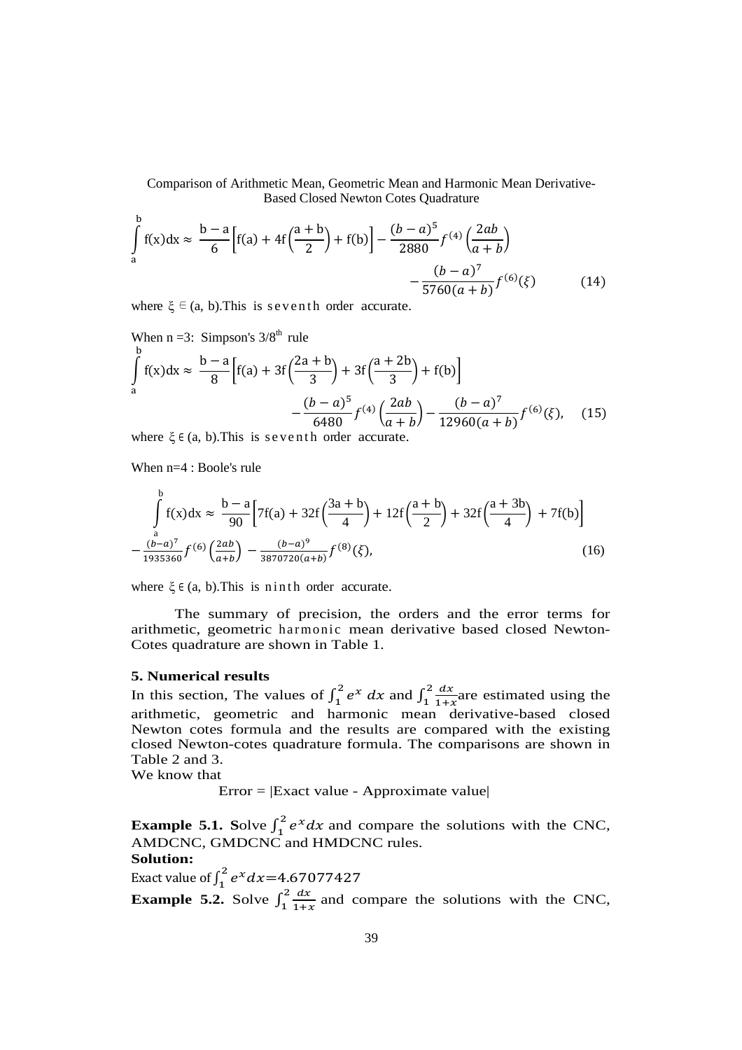$$\int_a^b f(x)dx \approx \frac{b-a}{6}\left[f(a) + 4f\left(\frac{a+b}{2}\right) + f(b)\right] - \frac{(b-a)^5}{2880} f^{(4)}\left(\frac{2ab}{a+b}\right) - \frac{(b-a)^7}{5760(a+b)} f^{(6)}(\xi) \quad (14)$$

where $\xi \in (a, b)$.This is seventh order accurate.

When n =3: Simpson's 3/8th rule

$$\int_a^b f(x)dx \approx \frac{b-a}{8}\left[f(a) + 3f\left(\frac{2a+b}{3}\right) + 3f\left(\frac{a+2b}{3}\right) + f(b)\right] - \frac{(b-a)^5}{6480} f^{(4)}\left(\frac{2ab}{a+b}\right) - \frac{(b-a)^7}{12960(a+b)} f^{(6)}(\xi), \quad (15)$$

where $\xi \in (a, b)$.This is seventh order accurate.

When n=4 : Boole's rule

$$\int_a^b f(x)dx \approx \frac{b-a}{90}\left[7f(a) + 32f\left(\frac{3a+b}{4}\right) + 12f\left(\frac{a+b}{2}\right) + 32f\left(\frac{a+3b}{4}\right) + 7f(b)\right] - \frac{(b-a)^7}{1935360} f^{(6)}\left(\frac{2ab}{a+b}\right) - \frac{(b-a)^9}{3870720(a+b)} f^{(8)}(\xi), \quad (16)$$

where $\xi \in (a, b)$.This is ninth order accurate.

The summary of precision, the orders and the error terms for arithmetic, geometric harmonic mean derivative based closed Newton-Cotes quadrature are shown in Table 1.

## 5. Numerical results

In this section, The values of $\int_1^2 e^x \, dx$ and $\int_1^2 \frac{dx}{1+x}$ are estimated using the arithmetic, geometric and harmonic mean derivative-based closed Newton cotes formula and the results are compared with the existing closed Newton-cotes quadrature formula. The comparisons are shown in Table 2 and 3.

We know that

Error = |Exact value - Approximate value|

**Example 5.1. S**olve $\int_1^2 e^x dx$ and compare the solutions with the CNC, AMDCNC, GMDCNC and HMDCNC rules.

**Solution:**

Exact value of $\int_1^2 e^x dx$=4.67077427

**Example 5.2.** Solve $\int_1^2 \frac{dx}{1+x}$ and compare the solutions with the CNC,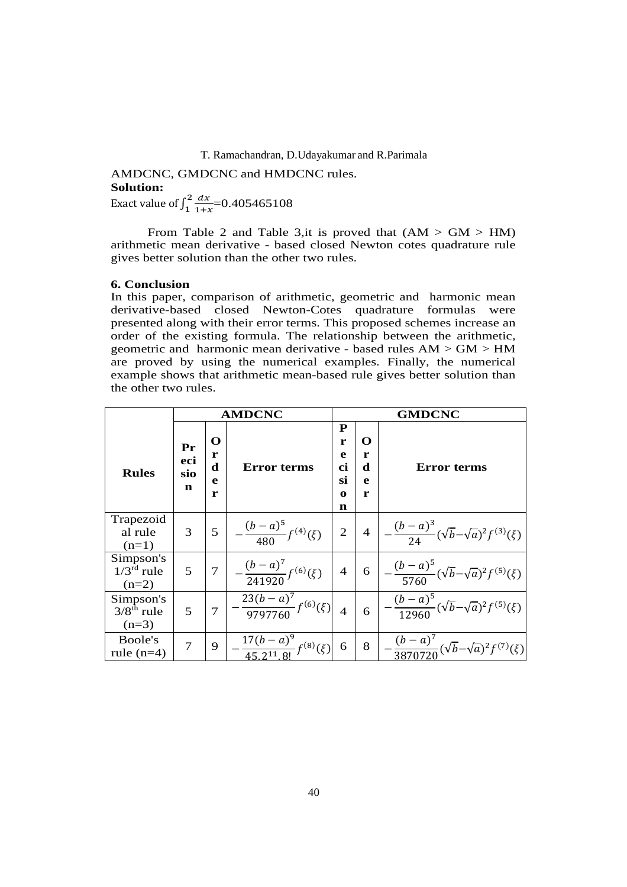AMDCNC, GMDCNC and HMDCNC rules.

**Solution:**

Exact value of $\int_1^2 \frac{dx}{1+x}$=0.405465108

From Table 2 and Table 3,it is proved that (AM > GM > HM) arithmetic mean derivative - based closed Newton cotes quadrature rule gives better solution than the other two rules.

### 6. Conclusion

In this paper, comparison of arithmetic, geometric and harmonic mean derivative-based closed Newton-Cotes quadrature formulas were presented along with their error terms. This proposed schemes increase an order of the existing formula. The relationship between the arithmetic, geometric and harmonic mean derivative - based rules AM > GM > HM are proved by using the numerical examples. Finally, the numerical example shows that arithmetic mean-based rule gives better solution than the other two rules.

| | **AMDCNC** | | | **GMDCNC** | | |
|---|---|---|---|---|---|---|
| **Rules** | **Precision** | **Order** | **Error terms** | **Precision** | **Order** | **Error terms** |
| Trapezoidal rule (n=1) | 3 | 5 | $-\frac{(b-a)^5}{480} f^{(4)}(\xi)$ | 2 | 4 | $-\frac{(b-a)^3}{24}(\sqrt{b}-\sqrt{a})^2 f^{(3)}(\xi)$ |
| Simpson's $1/3^{rd}$ rule (n=2) | 5 | 7 | $-\frac{(b-a)^7}{241920} f^{(6)}(\xi)$ | 4 | 6 | $-\frac{(b-a)^5}{5760}(\sqrt{b}-\sqrt{a})^2 f^{(5)}(\xi)$ |
| Simpson's $3/8^{th}$ rule (n=3) | 5 | 7 | $-\frac{23(b-a)^7}{9797760} f^{(6)}(\xi)$ | 4 | 6 | $-\frac{(b-a)^5}{12960}(\sqrt{b}-\sqrt{a})^2 f^{(5)}(\xi)$ |
| Boole's rule (n=4) | 7 | 9 | $-\frac{17(b-a)^9}{45.2^{11}.8!} f^{(8)}(\xi)$ | 6 | 8 | $-\frac{(b-a)^7}{3870720}(\sqrt{b}-\sqrt{a})^2 f^{(7)}(\xi)$ |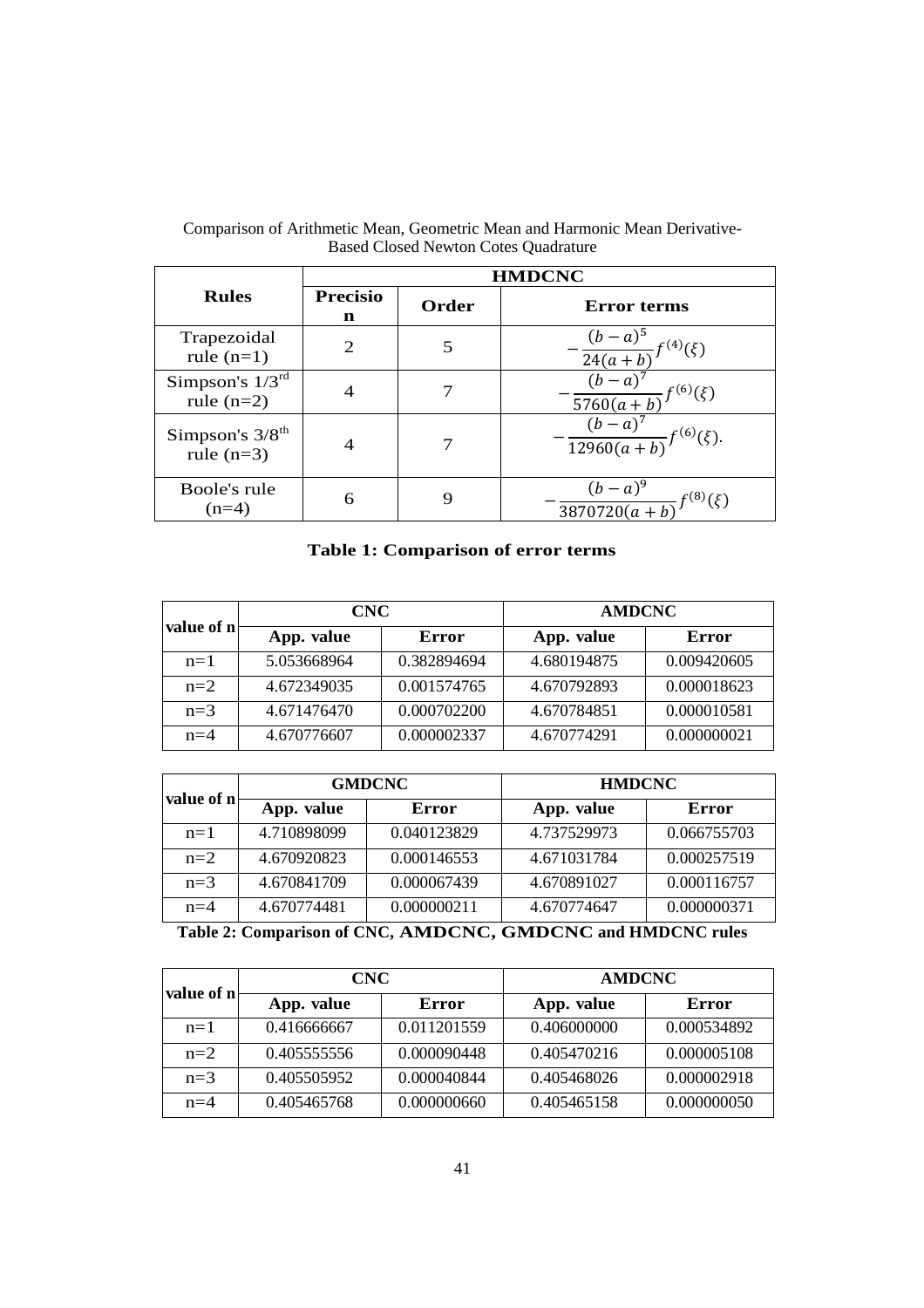| Rules | HMDCNC | | |
|---|---|---|---|
| | Precision | Order | Error terms |
| Trapezoidal rule (n=1) | 2 | 5 | $-\dfrac{(b-a)^5}{24(a+b)}f^{(4)}(\xi)$ |
| Simpson's $1/3^{rd}$ rule (n=2) | 4 | 7 | $-\dfrac{(b-a)^7}{5760(a+b)}f^{(6)}(\xi)$ |
| Simpson's $3/8^{th}$ rule (n=3) | 4 | 7 | $-\dfrac{(b-a)^7}{12960(a+b)}f^{(6)}(\xi).$ |
| Boole's rule (n=4) | 6 | 9 | $-\dfrac{(b-a)^9}{3870720(a+b)}f^{(8)}(\xi)$ |

**Table 1: Comparison of error terms**

| value of n | CNC | | AMDCNC | |
|---|---|---|---|---|
| | App. value | Error | App. value | Error |
| n=1 | 5.053668964 | 0.382894694 | 4.680194875 | 0.009420605 |
| n=2 | 4.672349035 | 0.001574765 | 4.670792893 | 0.000018623 |
| n=3 | 4.671476470 | 0.000702200 | 4.670784851 | 0.000010581 |
| n=4 | 4.670776607 | 0.000002337 | 4.670774291 | 0.000000021 |

| value of n | GMDCNC | | HMDCNC | |
|---|---|---|---|---|
| | App. value | Error | App. value | Error |
| n=1 | 4.710898099 | 0.040123829 | 4.737529973 | 0.066755703 |
| n=2 | 4.670920823 | 0.000146553 | 4.671031784 | 0.000257519 |
| n=3 | 4.670841709 | 0.000067439 | 4.670891027 | 0.000116757 |
| n=4 | 4.670774481 | 0.000000211 | 4.670774647 | 0.000000371 |

**Table 2: Comparison of CNC, AMDCNC, GMDCNC and HMDCNC rules**

| value of n | CNC | | AMDCNC | |
|---|---|---|---|---|
| | App. value | Error | App. value | Error |
| n=1 | 0.416666667 | 0.011201559 | 0.406000000 | 0.000534892 |
| n=2 | 0.405555556 | 0.000090448 | 0.405470216 | 0.000005108 |
| n=3 | 0.405505952 | 0.000040844 | 0.405468026 | 0.000002918 |
| n=4 | 0.405465768 | 0.000000660 | 0.405465158 | 0.000000050 |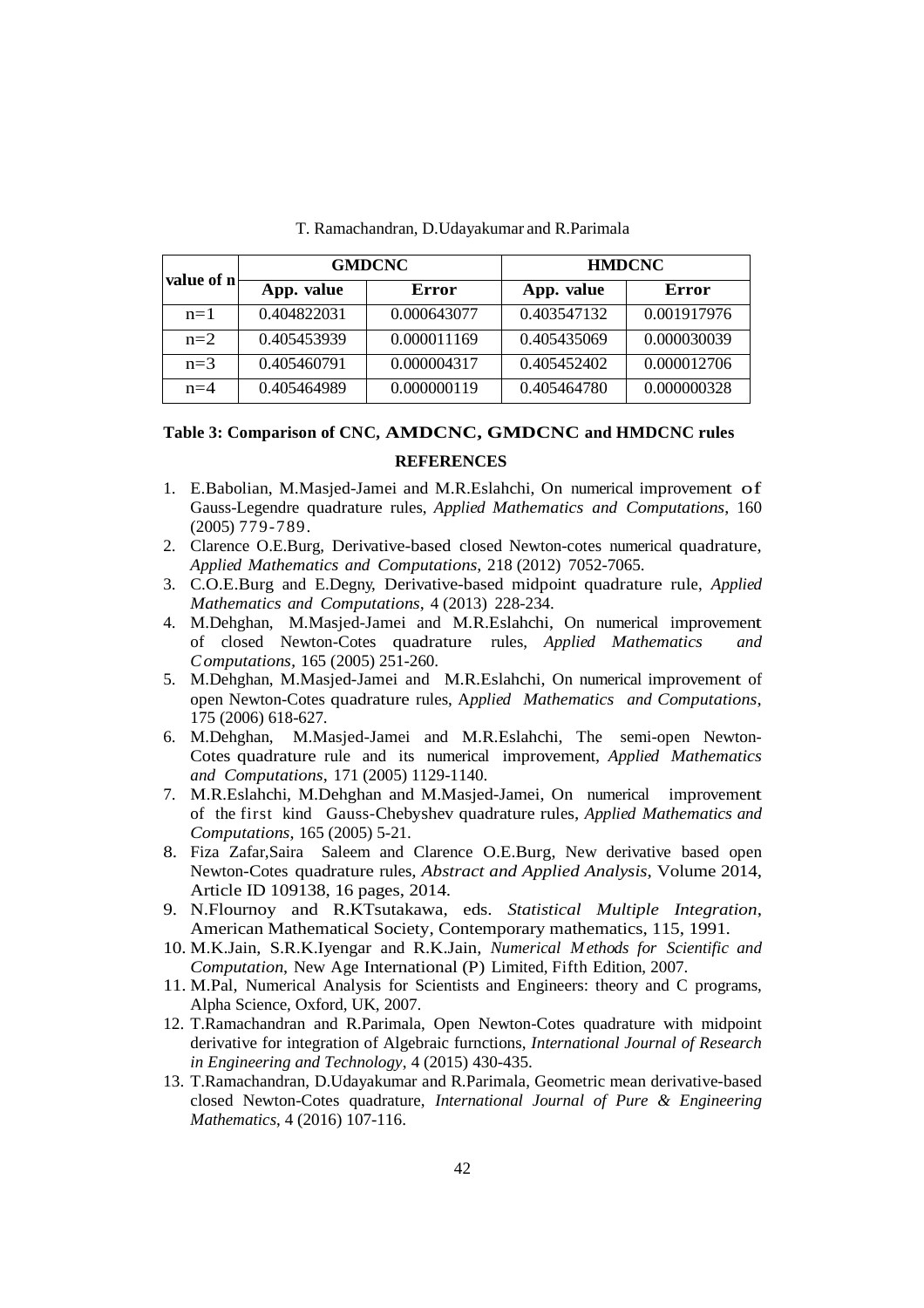| value of n | GMDCNC | | HMDCNC | |
|---|---|---|---|---|
| | App. value | Error | App. value | Error |
| n=1 | 0.404822031 | 0.000643077 | 0.403547132 | 0.001917976 |
| n=2 | 0.405453939 | 0.000011169 | 0.405435069 | 0.000030039 |
| n=3 | 0.405460791 | 0.000004317 | 0.405452402 | 0.000012706 |
| n=4 | 0.405464989 | 0.000000119 | 0.405464780 | 0.000000328 |

**Table 3: Comparison of CNC, AMDCNC, GMDCNC and HMDCNC rules**

## REFERENCES

1. E.Babolian, M.Masjed-Jamei and M.R.Eslahchi, On numerical improvement of Gauss-Legendre quadrature rules, *Applied Mathematics and Computations*, 160 (2005) 779-789.
2. Clarence O.E.Burg, Derivative-based closed Newton-cotes numerical quadrature, *Applied Mathematics and Computations*, 218 (2012) 7052-7065.
3. C.O.E.Burg and E.Degny, Derivative-based midpoint quadrature rule, *Applied Mathematics and Computations*, 4 (2013) 228-234.
4. M.Dehghan, M.Masjed-Jamei and M.R.Eslahchi, On numerical improvement of closed Newton-Cotes quadrature rules, *Applied Mathematics and Computations*, 165 (2005) 251-260.
5. M.Dehghan, M.Masjed-Jamei and M.R.Eslahchi, On numerical improvement of open Newton-Cotes quadrature rules, *Applied Mathematics and Computations*, 175 (2006) 618-627.
6. M.Dehghan, M.Masjed-Jamei and M.R.Eslahchi, The semi-open Newton-Cotes quadrature rule and its numerical improvement, *Applied Mathematics and Computations*, 171 (2005) 1129-1140.
7. M.R.Eslahchi, M.Dehghan and M.Masjed-Jamei, On numerical improvement of the first kind Gauss-Chebyshev quadrature rules, *Applied Mathematics and Computations*, 165 (2005) 5-21.
8. Fiza Zafar,Saira Saleem and Clarence O.E.Burg, New derivative based open Newton-Cotes quadrature rules, *Abstract and Applied Analysis*, Volume 2014, Article ID 109138, 16 pages, 2014.
9. N.Flournoy and R.KTsutakawa, eds. *Statistical Multiple Integration*, American Mathematical Society, Contemporary mathematics, 115, 1991.
10. M.K.Jain, S.R.K.Iyengar and R.K.Jain, *Numerical Methods for Scientific and Computation*, New Age International (P) Limited, Fifth Edition, 2007.
11. M.Pal, Numerical Analysis for Scientists and Engineers: theory and C programs, Alpha Science, Oxford, UK, 2007.
12. T.Ramachandran and R.Parimala, Open Newton-Cotes quadrature with midpoint derivative for integration of Algebraic furnctions, *International Journal of Research in Engineering and Technology*, 4 (2015) 430-435.
13. T.Ramachandran, D.Udayakumar and R.Parimala, Geometric mean derivative-based closed Newton-Cotes quadrature, *International Journal of Pure & Engineering Mathematics*, 4 (2016) 107-116.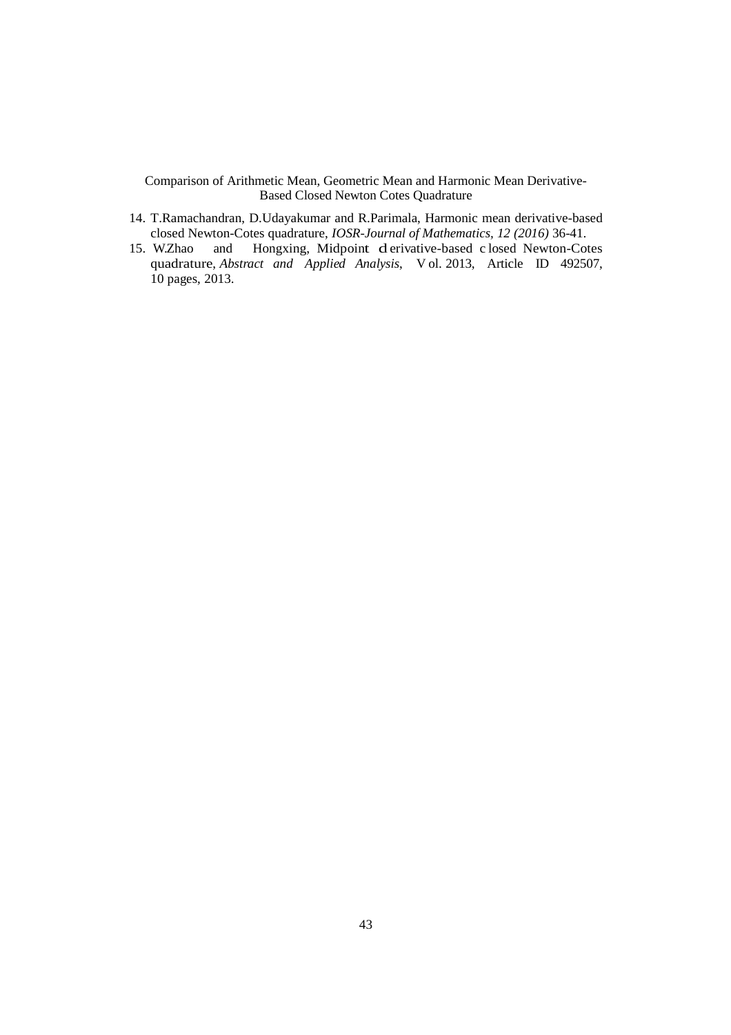14. T.Ramachandran, D.Udayakumar and R.Parimala, Harmonic mean derivative-based closed Newton-Cotes quadrature, *IOSR-Journal of Mathematics, 12 (2016)* 36-41.
15. W.Zhao and Hongxing, Midpoint derivative-based closed Newton-Cotes quadrature, *Abstract and Applied Analysis*, Vol. 2013, Article ID 492507, 10 pages, 2013.